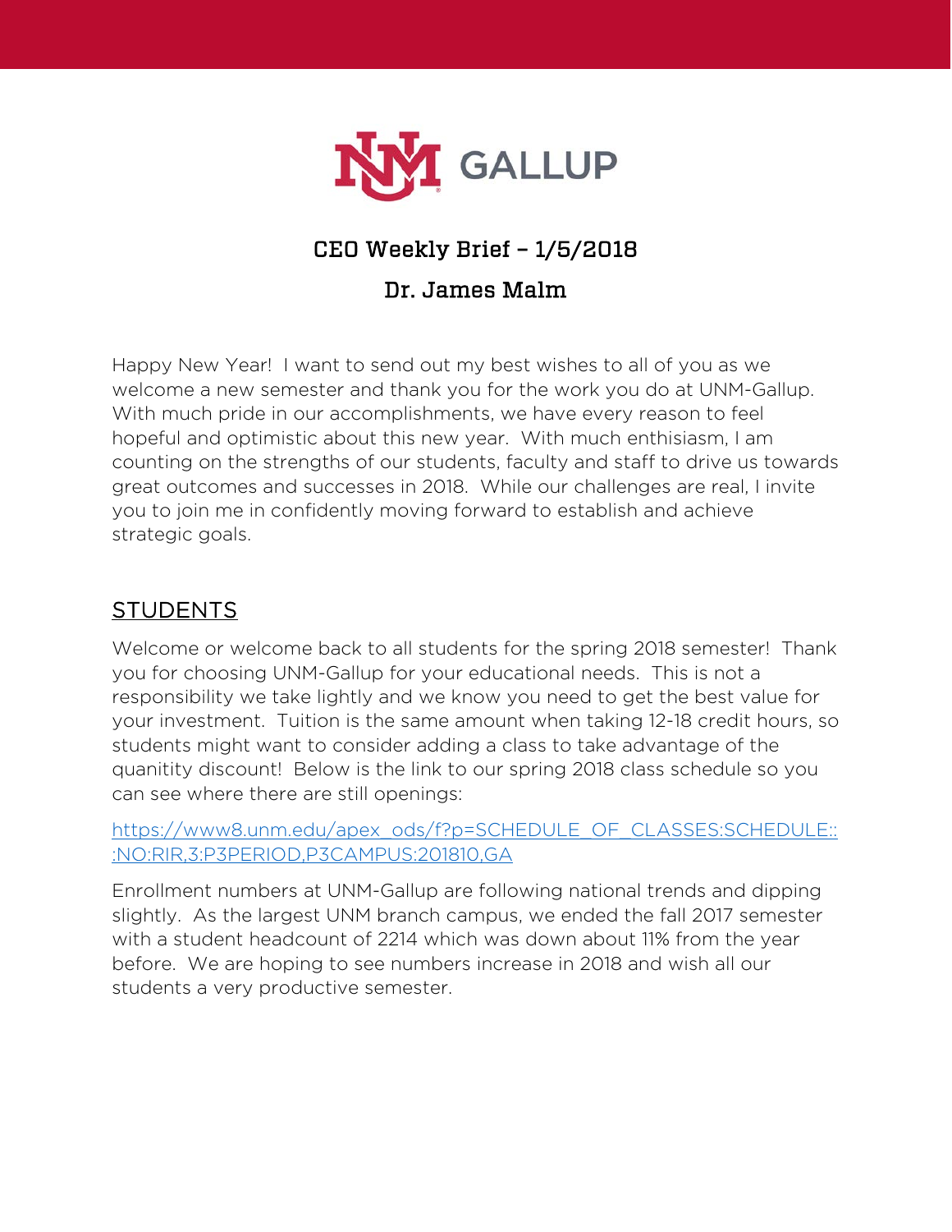# CEO Weekly Brief – 1/5/2018

## Dr. James Malm

Happy New Year! I want to send out my best wishes to all of you as we welcome a new semester and thank you for the work you do at UNM-Gallup. With much pride in our accomplishments, we have every reason to feel hopeful and optimistic about this new year. With much enthisiasm, I am counting on the strengths of our students, faculty and staff to drive us towards great outcomes and successes in 2018. While our challenges are real, I invite you to join me in confidently moving forward to establish and achieve strategic goals.

## STUDENTS

Welcome or welcome back to all students for the spring 2018 semester! Thank you for choosing UNM-Gallup for your educational needs. This is not a responsibility we take lightly and we know you need to get the best value for your investment. Tuition is the same amount when taking 12-18 credit hours, so students might want to consider adding a class to take advantage of the quanitity discount! Below is the link to our spring 2018 class schedule so you can see where there are still openings:

https://www8.unm.edu/apex_ods/f?p=SCHEDULE_OF_CLASSES:SCHEDULE::NO:RIR,3:P3PERIOD,P3CAMPUS:201810,GA

Enrollment numbers at UNM-Gallup are following national trends and dipping slightly. As the largest UNM branch campus, we ended the fall 2017 semester with a student headcount of 2214 which was down about 11% from the year before. We are hoping to see numbers increase in 2018 and wish all our students a very productive semester.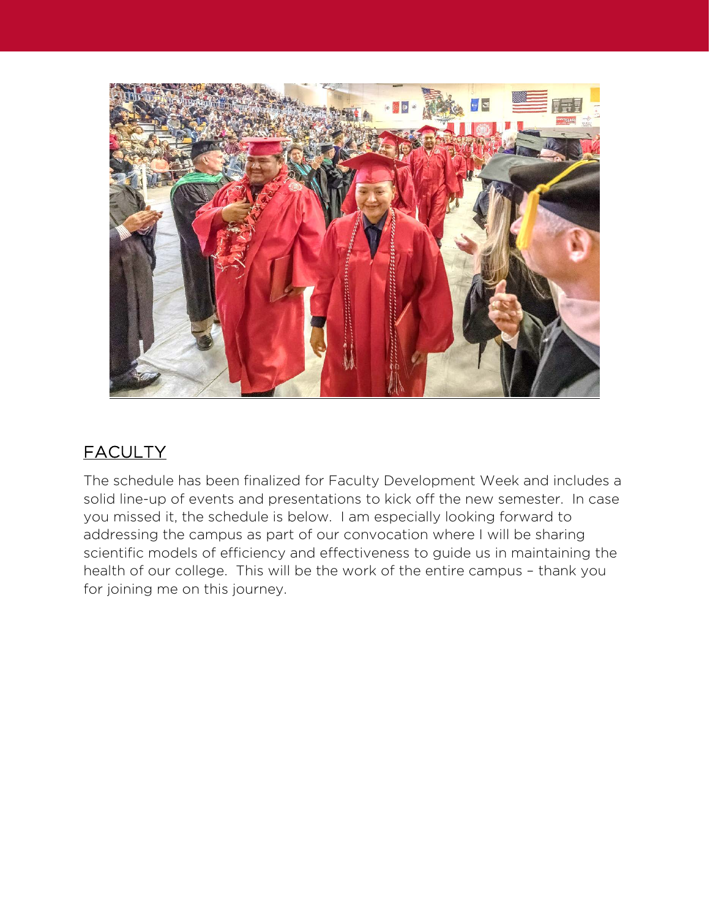## FACULTY

The schedule has been finalized for Faculty Development Week and includes a solid line-up of events and presentations to kick off the new semester. In case you missed it, the schedule is below. I am especially looking forward to addressing the campus as part of our convocation where I will be sharing scientific models of efficiency and effectiveness to guide us in maintaining the health of our college. This will be the work of the entire campus – thank you for joining me on this journey.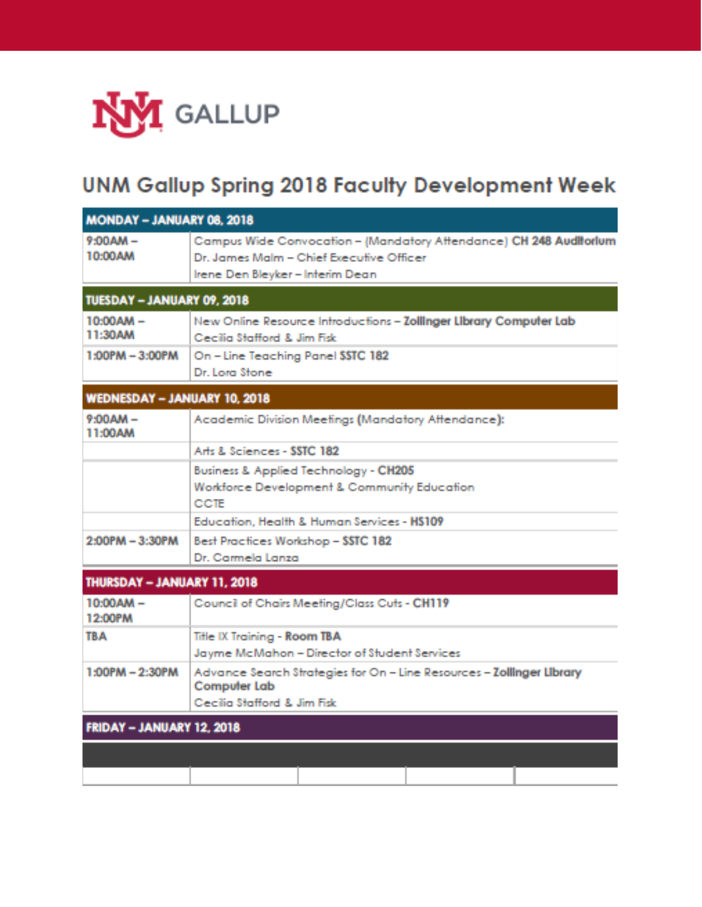NM GALLUP

# UNM Gallup Spring 2018 Faculty Development Week

| | |
|---|---|
| **MONDAY – JANUARY 08, 2018** | |
| 9:00AM – 10:00AM | Campus Wide Convocation – (Mandatory Attendance) **CH 248 Auditorium**<br>Dr. James Malm – Chief Executive Officer<br>Irene Den Bleyker – Interim Dean |
| **TUESDAY – JANUARY 09, 2018** | |
| 10:00AM – 11:30AM | New Online Resource Introductions – **Zollinger Library Computer Lab**<br>Cecilia Stafford & Jim Fisk |
| 1:00PM – 3:00PM | On – Line Teaching Panel **SSTC 182**<br>Dr. Lora Stone |
| **WEDNESDAY – JANUARY 10, 2018** | |
| 9:00AM – 11:00AM | Academic Division Meetings (Mandatory Attendance): |
| | Arts & Sciences - **SSTC 182** |
| | Business & Applied Technology - **CH205**<br>Workforce Development & Community Education<br>CCTE |
| | Education, Health & Human Services - **HS109** |
| 2:00PM – 3:30PM | Best Practices Workshop – **SSTC 182**<br>Dr. Carmela Lanza |
| **THURSDAY – JANUARY 11, 2018** | |
| 10:00AM – 12:00PM | Council of Chairs Meeting/Class Cuts - **CH119** |
| TBA | Title IX Training - **Room TBA**<br>Jayme McMahon – Director of Student Services |
| 1:00PM – 2:30PM | Advance Search Strategies for On – Line Resources – **Zollinger Library Computer Lab**<br>Cecilia Stafford & Jim Fisk |
| **FRIDAY – JANUARY 12, 2018** | |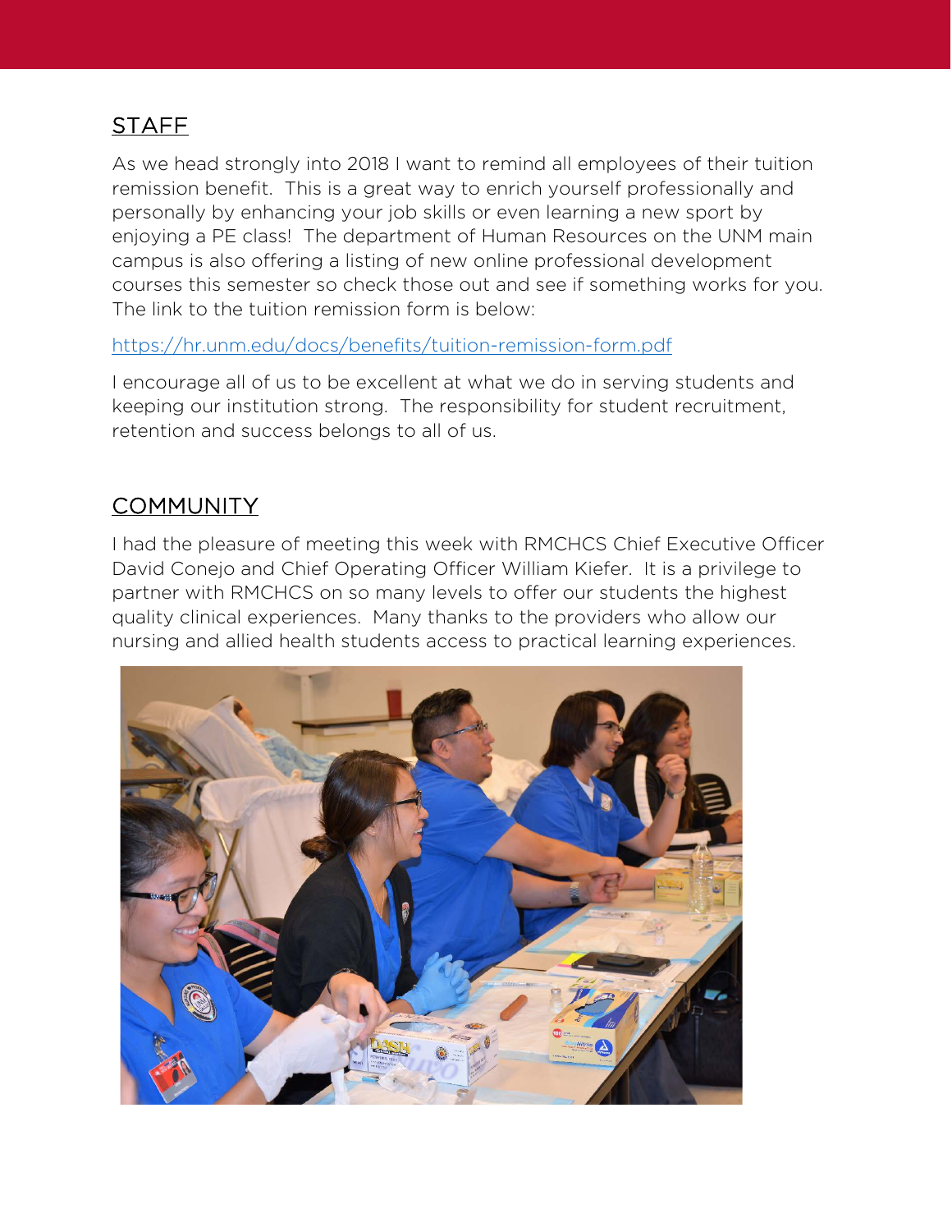## STAFF

As we head strongly into 2018 I want to remind all employees of their tuition remission benefit. This is a great way to enrich yourself professionally and personally by enhancing your job skills or even learning a new sport by enjoying a PE class! The department of Human Resources on the UNM main campus is also offering a listing of new online professional development courses this semester so check those out and see if something works for you. The link to the tuition remission form is below:

https://hr.unm.edu/docs/benefits/tuition-remission-form.pdf

I encourage all of us to be excellent at what we do in serving students and keeping our institution strong. The responsibility for student recruitment, retention and success belongs to all of us.

## COMMUNITY

I had the pleasure of meeting this week with RMCHCS Chief Executive Officer David Conejo and Chief Operating Officer William Kiefer. It is a privilege to partner with RMCHCS on so many levels to offer our students the highest quality clinical experiences. Many thanks to the providers who allow our nursing and allied health students access to practical learning experiences.